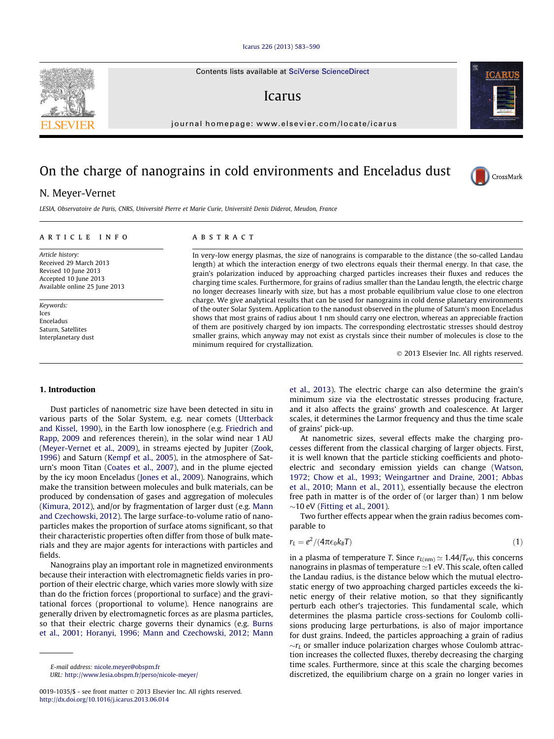# On the charge of nanograins in cold environments and Enceladus dust

N. Meyer-Vernet

*LESIA, Observatoire de Paris, CNRS, Université Pierre et Marie Curie, Université Denis Diderot, Meudon, France*

**ARTICLE INFO**

*Article history:*
Received 29 March 2013
Revised 10 June 2013
Accepted 10 June 2013
Available online 25 June 2013

*Keywords:*
Ices
Enceladus
Saturn, Satellites
Interplanetary dust

**ABSTRACT**

In very-low energy plasmas, the size of nanograins is comparable to the distance (the so-called Landau length) at which the interaction energy of two electrons equals their thermal energy. In that case, the grain's polarization induced by approaching charged particles increases their fluxes and reduces the charging time scales. Furthermore, for grains of radius smaller than the Landau length, the electric charge no longer decreases linearly with size, but has a most probable equilibrium value close to one electron charge. We give analytical results that can be used for nanograins in cold dense planetary environments of the outer Solar System. Application to the nanodust observed in the plume of Saturn's moon Enceladus shows that most grains of radius about 1 nm should carry one electron, whereas an appreciable fraction of them are positively charged by ion impacts. The corresponding electrostatic stresses should destroy smaller grains, which anyway may not exist as crystals since their number of molecules is close to the minimum required for crystallization.

© 2013 Elsevier Inc. All rights reserved.

## 1. Introduction

Dust particles of nanometric size have been detected in situ in various parts of the Solar System, e.g. near comets (Utterback and Kissel, 1990), in the Earth low ionosphere (e.g. Friedrich and Rapp, 2009 and references therein), in the solar wind near 1 AU (Meyer-Vernet et al., 2009), in streams ejected by Jupiter (Zook, 1996) and Saturn (Kempf et al., 2005), in the atmosphere of Saturn's moon Titan (Coates et al., 2007), and in the plume ejected by the icy moon Enceladus (Jones et al., 2009). Nanograins, which make the transition between molecules and bulk materials, can be produced by condensation of gases and aggregation of molecules (Kimura, 2012), and/or by fragmentation of larger dust (e.g. Mann and Czechowski, 2012). The large surface-to-volume ratio of nanoparticles makes the proportion of surface atoms significant, so that their characteristic properties often differ from those of bulk materials and they are major agents for interactions with particles and fields.

Nanograins play an important role in magnetized environments because their interaction with electromagnetic fields varies in proportion of their electric charge, which varies more slowly with size than do the friction forces (proportional to surface) and the gravitational forces (proportional to volume). Hence nanograins are generally driven by electromagnetic forces as are plasma particles, so that their dynamics (e.g. Burns et al., 2001; Horanyi, 1996; Mann and Czechowski, 2012; Mann et al., 2013). The electric charge can also determine the grain's minimum size via the electrostatic stresses producing fracture, and it also affects the grains' growth and coalescence. At larger scales, it determines the Larmor frequency and thus the time scale of grains' pick-up.

At nanometric sizes, several effects make the charging processes different from the classical charging of larger objects. First, it is well known that the particle sticking coefficients and photoelectric and secondary emission yields can change (Watson, 1972; Chow et al., 1993; Weingartner and Draine, 2001; Abbas et al., 2010; Mann et al., 2011), essentially because the electron free path in matter is of the order of (or larger than) 1 nm below $\sim$10 eV (Fitting et al., 2001).

Two further effects appear when the grain radius becomes comparable to

$$r_L = e^2/(4\pi\epsilon_0 k_B T) \tag{1}$$

in a plasma of temperature $T$. Since $r_{L(\mathrm{nm})} \simeq 1.44/T_{\mathrm{eV}}$, this concerns nanograins in plasmas of temperature $\simeq$1 eV. This scale, often called the Landau radius, is the distance below which the mutual electrostatic energy of two approaching charged particles exceeds the kinetic energy of their relative motion, so that they significantly perturb each other's trajectories. This fundamental scale, which determines the plasma particle cross-sections for Coulomb collisions producing large perturbations, is also of major importance for dust grains. Indeed, the particles approaching a grain of radius $\sim r_L$ or smaller induce polarization charges whose Coulomb attraction increases the collected fluxes, thereby decreasing the charging time scales. Furthermore, since at this scale the charging becomes discretized, the equilibrium charge on a grain no longer varies in

E-mail address: nicole.meyer@obspm.fr
URL: http://www.lesia.obspm.fr/perso/nicole-meyer/

0019-1035/$ - see front matter © 2013 Elsevier Inc. All rights reserved.
http://dx.doi.org/10.1016/j.icarus.2013.06.014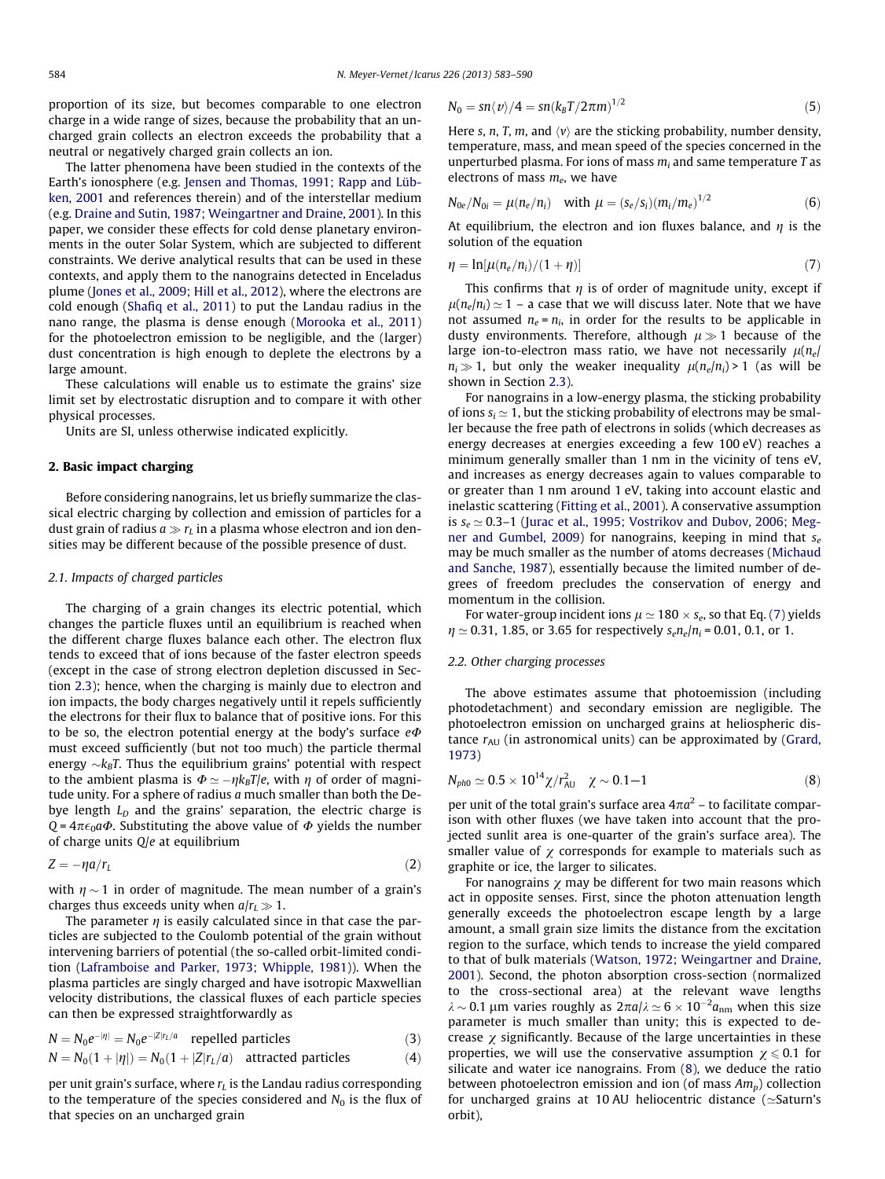proportion of its size, but becomes comparable to one electron charge in a wide range of sizes, because the probability that an uncharged grain collects an electron exceeds the probability that a neutral or negatively charged grain collects an ion.

The latter phenomena have been studied in the contexts of the Earth's ionosphere (e.g. Jensen and Thomas, 1991; Rapp and Lübken, 2001 and references therein) and of the interstellar medium (e.g. Draine and Sutin, 1987; Weingartner and Draine, 2001). In this paper, we consider these effects for cold dense planetary environments in the outer Solar System, which are subjected to different constraints. We derive analytical results that can be used in these contexts, and apply them to the nanograins detected in Enceladus plume (Jones et al., 2009; Hill et al., 2012), where the electrons are cold enough (Shafiq et al., 2011) to put the Landau radius in the nano range, the plasma is dense enough (Morooka et al., 2011) for the photoelectron emission to be negligible, and the (larger) dust concentration is high enough to deplete the electrons by a large amount.

These calculations will enable us to estimate the grains' size limit set by electrostatic disruption and to compare it with other physical processes.

Units are SI, unless otherwise indicated explicitly.

## 2. Basic impact charging

Before considering nanograins, let us briefly summarize the classical electric charging by collection and emission of particles for a dust grain of radius $a \gg r_L$ in a plasma whose electron and ion densities may be different because of the possible presence of dust.

### 2.1. Impacts of charged particles

The charging of a grain changes its electric potential, which changes the particle fluxes until an equilibrium is reached when the different charge fluxes balance each other. The electron flux tends to exceed that of ions because of the faster electron speeds (except in the case of strong electron depletion discussed in Section 2.3); hence, when the charging is mainly due to electron and ion impacts, the body charges negatively until it repels sufficiently the electrons for their flux to balance that of positive ions. For this to be so, the electron potential energy at the body's surface $e\Phi$ must exceed sufficiently (but not too much) the particle thermal energy $\sim k_BT$. Thus the equilibrium grains' potential with respect to the ambient plasma is $\Phi \simeq -\eta k_BT/e$, with $\eta$ of order of magnitude unity. For a sphere of radius $a$ much smaller than both the Debye length $L_D$ and the grains' separation, the electric charge is $Q = 4\pi\epsilon_0 a\Phi$. Substituting the above value of $\Phi$ yields the number of charge units $Q/e$ at equilibrium

$$Z = -\eta a/r_L \tag{2}$$

with $\eta \sim 1$ in order of magnitude. The mean number of a grain's charges thus exceeds unity when $a/r_L \gg 1$.

The parameter $\eta$ is easily calculated since in that case the particles are subjected to the Coulomb potential of the grain without intervening barriers of potential (the so-called orbit-limited condition (Laframboise and Parker, 1973; Whipple, 1981)). When the plasma particles are singly charged and have isotropic Maxwellian velocity distributions, the classical fluxes of each particle species can then be expressed straightforwardly as

$$N = N_0 e^{-|\eta|} = N_0 e^{-|Z|r_L/a} \quad \text{repelled particles} \tag{3}$$

$$N = N_0(1 + |\eta|) = N_0(1 + |Z|r_L/a) \quad \text{attracted particles} \tag{4}$$

per unit grain's surface, where $r_L$ is the Landau radius corresponding to the temperature of the species considered and $N_0$ is the flux of that species on an uncharged grain

$$N_0 = sn\langle v\rangle/4 = sn(k_BT/2\pi m)^{1/2} \tag{5}$$

Here $s$, $n$, $T$, $m$, and $\langle v\rangle$ are the sticking probability, number density, temperature, mass, and mean speed of the species concerned in the unperturbed plasma. For ions of mass $m_i$ and same temperature $T$ as electrons of mass $m_e$, we have

$$N_{0e}/N_{0i} = \mu(n_e/n_i) \quad \text{with } \mu = (s_e/s_i)(m_i/m_e)^{1/2} \tag{6}$$

At equilibrium, the electron and ion fluxes balance, and $\eta$ is the solution of the equation

$$\eta = \ln[\mu(n_e/n_i)/(1+\eta)] \tag{7}$$

This confirms that $\eta$ is of order of magnitude unity, except if $\mu(n_e/n_i) \simeq 1$ – a case that we will discuss later. Note that we have not assumed $n_e = n_i$, in order for the results to be applicable in dusty environments. Therefore, although $\mu \gg 1$ because of the large ion-to-electron mass ratio, we have not necessarily $\mu(n_e/n_i \gg 1$, but only the weaker inequality $\mu(n_e/n_i) > 1$ (as will be shown in Section 2.3).

For nanograins in a low-energy plasma, the sticking probability of ions $s_i \simeq 1$, but the sticking probability of electrons may be smaller because the free path of electrons in solids (which decreases as energy decreases at energies exceeding a few 100 eV) reaches a minimum generally smaller than 1 nm in the vicinity of tens eV, and increases as energy decreases again to values comparable to or greater than 1 nm around 1 eV, taking into account elastic and inelastic scattering (Fitting et al., 2001). A conservative assumption is $s_e \simeq 0.3$–$1$ (Jurac et al., 1995; Vostrikov and Dubov, 2006; Megner and Gumbel, 2009) for nanograins, keeping in mind that $s_e$ may be much smaller as the number of atoms decreases (Michaud and Sanche, 1987), essentially because the limited number of degrees of freedom precludes the conservation of energy and momentum in the collision.

For water-group incident ions $\mu \simeq 180 \times s_e$, so that Eq. (7) yields $\eta \simeq 0.31$, 1.85, or 3.65 for respectively $s_e n_e/n_i = 0.01$, 0.1, or 1.

### 2.2. Other charging processes

The above estimates assume that photoemission (including photodetachment) and secondary emission are negligible. The photoelectron emission on uncharged grains at heliospheric distance $r_{AU}$ (in astronomical units) can be approximated by (Grard, 1973)

$$N_{ph0} \simeq 0.5 \times 10^{14}\chi/r_{AU}^2 \quad \chi \sim 0.1\text{–}1 \tag{8}$$

per unit of the total grain's surface area $4\pi a^2$ – to facilitate comparison with other fluxes (we have taken into account that the projected sunlit area is one-quarter of the grain's surface area). The smaller value of $\chi$ corresponds for example to materials such as graphite or ice, the larger to silicates.

For nanograins $\chi$ may be different for two main reasons which act in opposite senses. First, since the photon attenuation length generally exceeds the photoelectron escape length by a large amount, a small grain size limits the distance from the excitation region to the surface, which tends to increase the yield compared to that of bulk materials (Watson, 1972; Weingartner and Draine, 2001). Second, the photon absorption cross-section (normalized to the cross-sectional area) at the relevant wave lengths $\lambda \sim 0.1$ μm varies roughly as $2\pi a/\lambda \simeq 6 \times 10^{-2} a_{nm}$ when this size parameter is much smaller than unity; this is expected to decrease $\chi$ significantly. Because of the large uncertainties in these properties, we will use the conservative assumption $\chi \leqslant 0.1$ for silicate and water ice nanograins. From (8), we deduce the ratio between photoelectron emission and ion (of mass $Am_p$) collection for uncharged grains at 10 AU heliocentric distance ($\simeq$Saturn's orbit),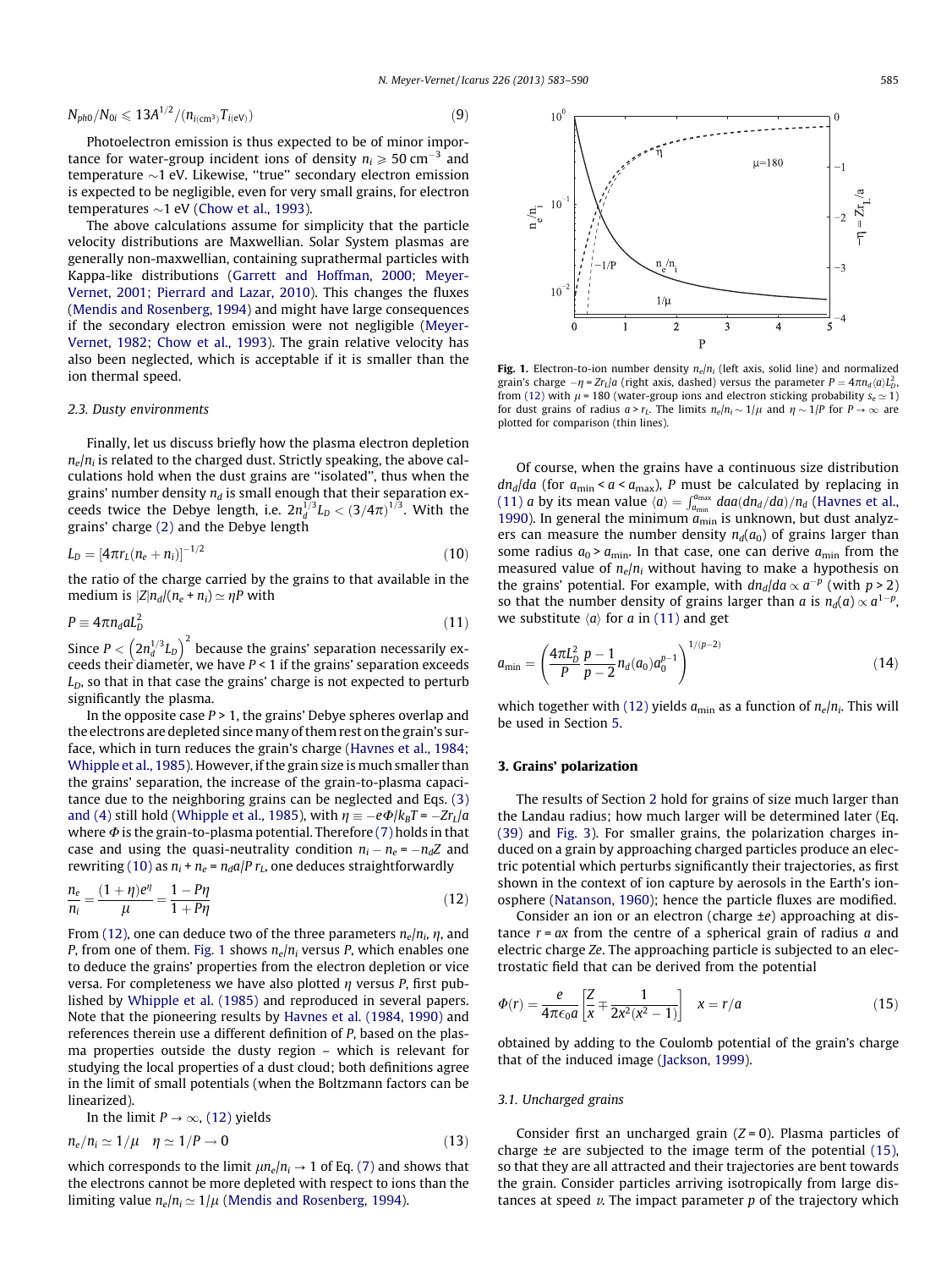$$N_{ph0}/N_{0i} \leqslant 13A^{1/2}/(n_{i(\text{cm}^3)}T_{i(\text{eV})}) \tag{9}$$

Photoelectron emission is thus expected to be of minor importance for water-group incident ions of density $n_i \geqslant 50\ \text{cm}^{-3}$ and temperature $\sim$1 eV. Likewise, "true" secondary electron emission is expected to be negligible, even for very small grains, for electron temperatures $\sim$1 eV (Chow et al., 1993).

The above calculations assume for simplicity that the particle velocity distributions are Maxwellian. Solar System plasmas are generally non-maxwellian, containing suprathermal particles with Kappa-like distributions (Garrett and Hoffman, 2000; Meyer-Vernet, 2001; Pierrard and Lazar, 2010). This changes the fluxes (Mendis and Rosenberg, 1994) and might have large consequences if the secondary electron emission were not negligible (Meyer-Vernet, 1982; Chow et al., 1993). The grain relative velocity has also been neglected, which is acceptable if it is smaller than the ion thermal speed.

### 2.3. Dusty environments

Finally, let us discuss briefly how the plasma electron depletion $n_e/n_i$ is related to the charged dust. Strictly speaking, the above calculations hold when the dust grains are "isolated", thus when the grains' number density $n_d$ is small enough that their separation exceeds twice the Debye length, i.e. $2n_d^{1/3}L_D < (3/4\pi)^{1/3}$. With the grains' charge (2) and the Debye length

$$L_D = [4\pi r_L(n_e + n_i)]^{-1/2} \tag{10}$$

the ratio of the charge carried by the grains to that available in the medium is $|Z|n_d/(n_e + n_i) \simeq \eta P$ with

$$P \equiv 4\pi n_d a L_D^2 \tag{11}$$

Since $P < \left(2n_d^{1/3}L_D\right)^2$ because the grains' separation necessarily exceeds their diameter, we have $P < 1$ if the grains' separation exceeds $L_D$, so that in that case the grains' charge is not expected to perturb significantly the plasma.

In the opposite case $P > 1$, the grains' Debye spheres overlap and the electrons are depleted since many of them rest on the grain's surface, which in turn reduces the grain's charge (Havnes et al., 1984; Whipple et al., 1985). However, if the grain size is much smaller than the grains' separation, the increase of the grain-to-plasma capacitance due to the neighboring grains can be neglected and Eqs. (3) and (4) still hold (Whipple et al., 1985), with $\eta \equiv -e\Phi/k_BT = -Zr_L/a$ where $\Phi$ is the grain-to-plasma potential. Therefore (7) holds in that case and using the quasi-neutrality condition $n_i - n_e = -n_dZ$ and rewriting (10) as $n_i + n_e = n_d a/P\, r_L$, one deduces straightforwardly

$$\frac{n_e}{n_i} = \frac{(1+\eta)e^{\eta}}{\mu} = \frac{1 - P\eta}{1 + P\eta} \tag{12}$$

From (12), one can deduce two of the three parameters $n_e/n_i$, $\eta$, and $P$, from one of them. Fig. 1 shows $n_e/n_i$ versus $P$, which enables one to deduce the grains' properties from the electron depletion or vice versa. For completeness we have also plotted $\eta$ versus $P$, first published by Whipple et al. (1985) and reproduced in several papers. Note that the pioneering results by Havnes et al. (1984, 1990) and references therein use a different definition of $P$, based on the plasma properties outside the dusty region – which is relevant for studying the local properties of a dust cloud; both definitions agree in the limit of small potentials (when the Boltzmann factors can be linearized).

In the limit $P \to \infty$, (12) yields

$$n_e/n_i \simeq 1/\mu \quad \eta \simeq 1/P \to 0 \tag{13}$$

which corresponds to the limit $\mu n_e/n_i \to 1$ of Eq. (7) and shows that the electrons cannot be more depleted with respect to ions than the limiting value $n_e/n_i \simeq 1/\mu$ (Mendis and Rosenberg, 1994).

**Fig. 1.** Electron-to-ion number density $n_e/n_i$ (left axis, solid line) and normalized grain's charge $-\eta = Zr_L/a$ (right axis, dashed) versus the parameter $P = 4\pi n_d\langle a\rangle L_D^2$, from (12) with $\mu = 180$ (water-group ions and electron sticking probability $s_e \simeq 1$) for dust grains of radius $a > r_L$. The limits $n_e/n_i \sim 1/\mu$ and $\eta \sim 1/P$ for $P \to \infty$ are plotted for comparison (thin lines).

Of course, when the grains have a continuous size distribution $dn_d/da$ (for $a_{\min} < a < a_{\max}$), $P$ must be calculated by replacing in (11) $a$ by its mean value $\langle a\rangle = \int_{a_{\min}}^{a_{\max}} da\,a(dn_d/da)/n_d$ (Havnes et al., 1990). In general the minimum $a_{\min}$ is unknown, but dust analyzers can measure the number density $n_d(a_0)$ of grains larger than some radius $a_0 > a_{\min}$. In that case, one can derive $a_{\min}$ from the measured value of $n_e/n_i$ without having to make a hypothesis on the grains' potential. For example, with $dn_d/da \propto a^{-p}$ (with $p > 2$) so that the number density of grains larger than $a$ is $n_d(a) \propto a^{1-p}$, we substitute $\langle a\rangle$ for $a$ in (11) and get

$$a_{\min} = \left(\frac{4\pi L_D^2}{P}\frac{p-1}{p-2}n_d(a_0)a_0^{p-1}\right)^{1/(p-2)} \tag{14}$$

which together with (12) yields $a_{\min}$ as a function of $n_e/n_i$. This will be used in Section 5.

## 3. Grains' polarization

The results of Section 2 hold for grains of size much larger than the Landau radius; how much larger will be determined later (Eq. (39) and Fig. 3). For smaller grains, the polarization charges induced on a grain by approaching charged particles produce an electric potential which perturbs significantly their trajectories, as first shown in the context of ion capture by aerosols in the Earth's ionosphere (Natanson, 1960); hence the particle fluxes are modified.

Consider an ion or an electron (charge $\pm e$) approaching at distance $r = ax$ from the centre of a spherical grain of radius $a$ and electric charge $Ze$. The approaching particle is subjected to an electrostatic field that can be derived from the potential

$$\Phi(r) = \frac{e}{4\pi\epsilon_0 a}\left[\frac{Z}{x} \mp \frac{1}{2x^2(x^2-1)}\right] \quad x = r/a \tag{15}$$

obtained by adding to the Coulomb potential of the grain's charge that of the induced image (Jackson, 1999).

### 3.1. Uncharged grains

Consider first an uncharged grain ($Z = 0$). Plasma particles of charge $\pm e$ are subjected to the image term of the potential (15), so that they are all attracted and their trajectories are bent towards the grain. Consider particles arriving isotropically from large distances at speed $v$. The impact parameter $p$ of the trajectory which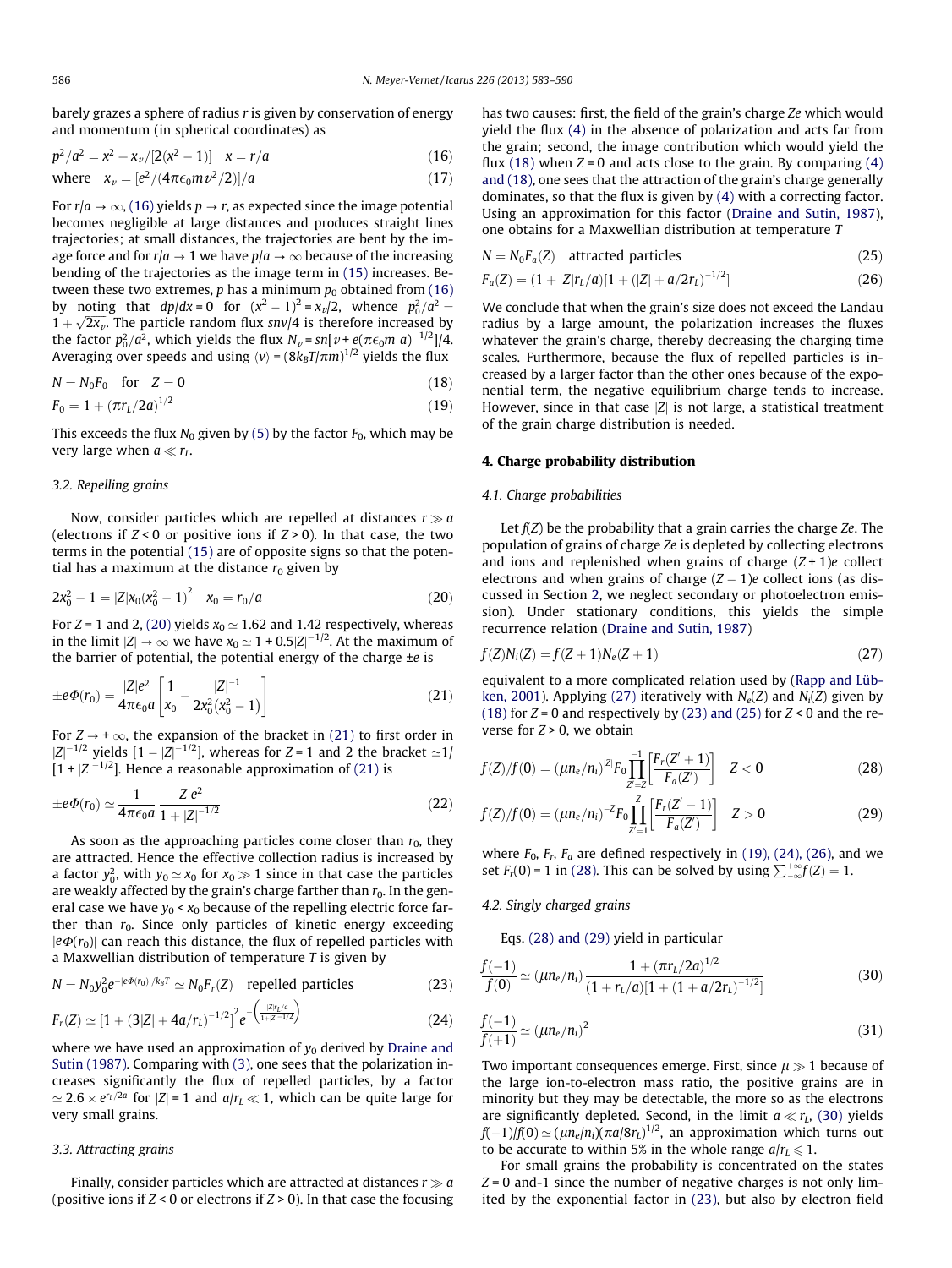barely grazes a sphere of radius $r$ is given by conservation of energy and momentum (in spherical coordinates) as

$$p^2/a^2 = x^2 + x_v/[2(x^2-1)] \quad x = r/a \tag{16}$$

$$\text{where} \quad x_v = [e^2/(4\pi\epsilon_0 m v^2/2)]/a \tag{17}$$

For $r/a \to \infty$, (16) yields $p \to r$, as expected since the image potential becomes negligible at large distances and produces straight lines trajectories; at small distances, the trajectories are bent by the image force and for $r/a \to 1$ we have $p/a \to \infty$ because of the increasing bending of the trajectories as the image term in (15) increases. Between these two extremes, $p$ has a minimum $p_0$ obtained from (16) by noting that $dp/dx = 0$ for $(x^2-1)^2 = x_v/2$, whence $p_0^2/a^2 = 1 + \sqrt{2x_v}$. The particle random flux $snv/4$ is therefore increased by the factor $p_0^2/a^2$, which yields the flux $N_v = sn[v + e(\pi\epsilon_0 m\ a)^{-1/2}]/4$. Averaging over speeds and using $\langle v\rangle = (8k_BT/\pi m)^{1/2}$ yields the flux

$$N = N_0 F_0 \quad \text{for} \quad Z = 0 \tag{18}$$

$$F_0 = 1 + (\pi r_L/2a)^{1/2} \tag{19}$$

This exceeds the flux $N_0$ given by (5) by the factor $F_0$, which may be very large when $a \ll r_L$.

### 3.2. Repelling grains

Now, consider particles which are repelled at distances $r \gg a$ (electrons if $Z < 0$ or positive ions if $Z > 0$). In that case, the two terms in the potential (15) are of opposite signs so that the potential has a maximum at the distance $r_0$ given by

$$2x_0^2 - 1 = |Z| x_0 (x_0^2 - 1)^2 \quad x_0 = r_0/a \tag{20}$$

For $Z = 1$ and 2, (20) yields $x_0 \simeq 1.62$ and 1.42 respectively, whereas in the limit $|Z| \to \infty$ we have $x_0 \simeq 1 + 0.5|Z|^{-1/2}$. At the maximum of the barrier of potential, the potential energy of the charge $\pm e$ is

$$\pm e\Phi(r_0) = \frac{|Z|e^2}{4\pi\epsilon_0 a}\left[\frac{1}{x_0} - \frac{|Z|^{-1}}{2x_0^2(x_0^2-1)}\right] \tag{21}$$

For $Z \to +\infty$, the expansion of the bracket in (21) to first order in $|Z|^{-1/2}$ yields $[1 - |Z|^{-1/2}]$, whereas for $Z = 1$ and 2 the bracket $\simeq 1/[1 + |Z|^{-1/2}]$. Hence a reasonable approximation of (21) is

$$\pm e\Phi(r_0) \simeq \frac{1}{4\pi\epsilon_0 a}\frac{|Z|e^2}{1 + |Z|^{-1/2}} \tag{22}$$

As soon as the approaching particles come closer than $r_0$, they are attracted. Hence the effective collection radius is increased by a factor $y_0^2$, with $y_0 \simeq x_0$ for $x_0 \gg 1$ since in that case the particles are weakly affected by the grain's charge farther than $r_0$. In the general case we have $y_0 < x_0$ because of the repelling electric force farther than $r_0$. Since only particles of kinetic energy exceeding $|e\Phi(r_0)|$ can reach this distance, the flux of repelled particles with a Maxwellian distribution of temperature $T$ is given by

$$N = N_0 y_0^2 e^{-|e\Phi(r_0)|/k_BT} \simeq N_0 F_r(Z) \quad \text{repelled particles} \tag{23}$$

$$F_r(Z) \simeq [1 + (3|Z| + 4a/r_L)^{-1/2}]^2 e^{-\left(\frac{|Z|r_L/a}{1+|Z|^{-1/2}}\right)} \tag{24}$$

where we have used an approximation of $y_0$ derived by Draine and Sutin (1987). Comparing with (3), one sees that the polarization increases significantly the flux of repelled particles, by a factor $\simeq 2.6 \times e^{r_L/2a}$ for $|Z| = 1$ and $a/r_L \ll 1$, which can be quite large for very small grains.

### 3.3. Attracting grains

Finally, consider particles which are attracted at distances $r \gg a$ (positive ions if $Z < 0$ or electrons if $Z > 0$). In that case the focusing has two causes: first, the field of the grain's charge $Ze$ which would yield the flux (4) in the absence of polarization and acts far from the grain; second, the image contribution which would yield the flux (18) when $Z = 0$ and acts close to the grain. By comparing (4) and (18), one sees that the attraction of the grain's charge generally dominates, so that the flux is given by (4) with a correcting factor. Using an approximation for this factor (Draine and Sutin, 1987), one obtains for a Maxwellian distribution at temperature $T$

$$N = N_0 F_a(Z) \quad \text{attracted particles} \tag{25}$$

$$F_a(Z) = (1 + |Z|r_L/a)[1 + (|Z| + a/2r_L)^{-1/2}] \tag{26}$$

We conclude that when the grain's size does not exceed the Landau radius by a large amount, the polarization increases the fluxes whatever the grain's charge, thereby decreasing the charging time scales. Furthermore, because the flux of repelled particles is increased by a larger factor than the other ones because of the exponential term, the negative equilibrium charge tends to increase. However, since in that case $|Z|$ is not large, a statistical treatment of the grain charge distribution is needed.

## 4. Charge probability distribution

### 4.1. Charge probabilities

Let $f(Z)$ be the probability that a grain carries the charge $Ze$. The population of grains of charge $Ze$ is depleted by collecting electrons and ions and replenished when grains of charge $(Z+1)e$ collect electrons and when grains of charge $(Z-1)e$ collect ions (as discussed in Section 2, we neglect secondary or photoelectron emission). Under stationary conditions, this yields the simple recurrence relation (Draine and Sutin, 1987)

$$f(Z)N_i(Z) = f(Z+1)N_e(Z+1) \tag{27}$$

equivalent to a more complicated relation used by (Rapp and Lübken, 2001). Applying (27) iteratively with $N_e(Z)$ and $N_i(Z)$ given by (18) for $Z = 0$ and respectively by (23) and (25) for $Z < 0$ and the reverse for $Z > 0$, we obtain

$$f(Z)/f(0) = (\mu n_e/n_i)^{|Z|} F_0 \prod_{Z'=Z}^{-1}\left[\frac{F_r(Z'+1)}{F_a(Z')}\right] \quad Z < 0 \tag{28}$$

$$f(Z)/f(0) = (\mu n_e/n_i)^{-Z} F_0 \prod_{Z'=1}^{Z}\left[\frac{F_r(Z'-1)}{F_a(Z')}\right] \quad Z > 0 \tag{29}$$

where $F_0$, $F_r$, $F_a$ are defined respectively in (19), (24), (26), and we set $F_r(0) = 1$ in (28). This can be solved by using $\sum_{-\infty}^{+\infty} f(Z) = 1$.

### 4.2. Singly charged grains

Eqs. (28) and (29) yield in particular

$$\frac{f(-1)}{f(0)} \simeq (\mu n_e/n_i)\frac{1 + (\pi r_L/2a)^{1/2}}{(1 + r_L/a)[1 + (1 + a/2r_L)^{-1/2}]} \tag{30}$$

$$\frac{f(-1)}{f(+1)} \simeq (\mu n_e/n_i)^2 \tag{31}$$

Two important consequences emerge. First, since $\mu \gg 1$ because of the large ion-to-electron mass ratio, the positive grains are in minority but they may be detectable, the more so as the electrons are significantly depleted. Second, in the limit $a \ll r_L$, (30) yields $f(-1)/f(0) \simeq (\mu n_e/n_i)(\pi a/8r_L)^{1/2}$, an approximation which turns out to be accurate to within 5% in the whole range $a/r_L \leqslant 1$.

For small grains the probability is concentrated on the states $Z = 0$ and-1 since the number of negative charges is not only limited by the exponential factor in (23), but also by electron field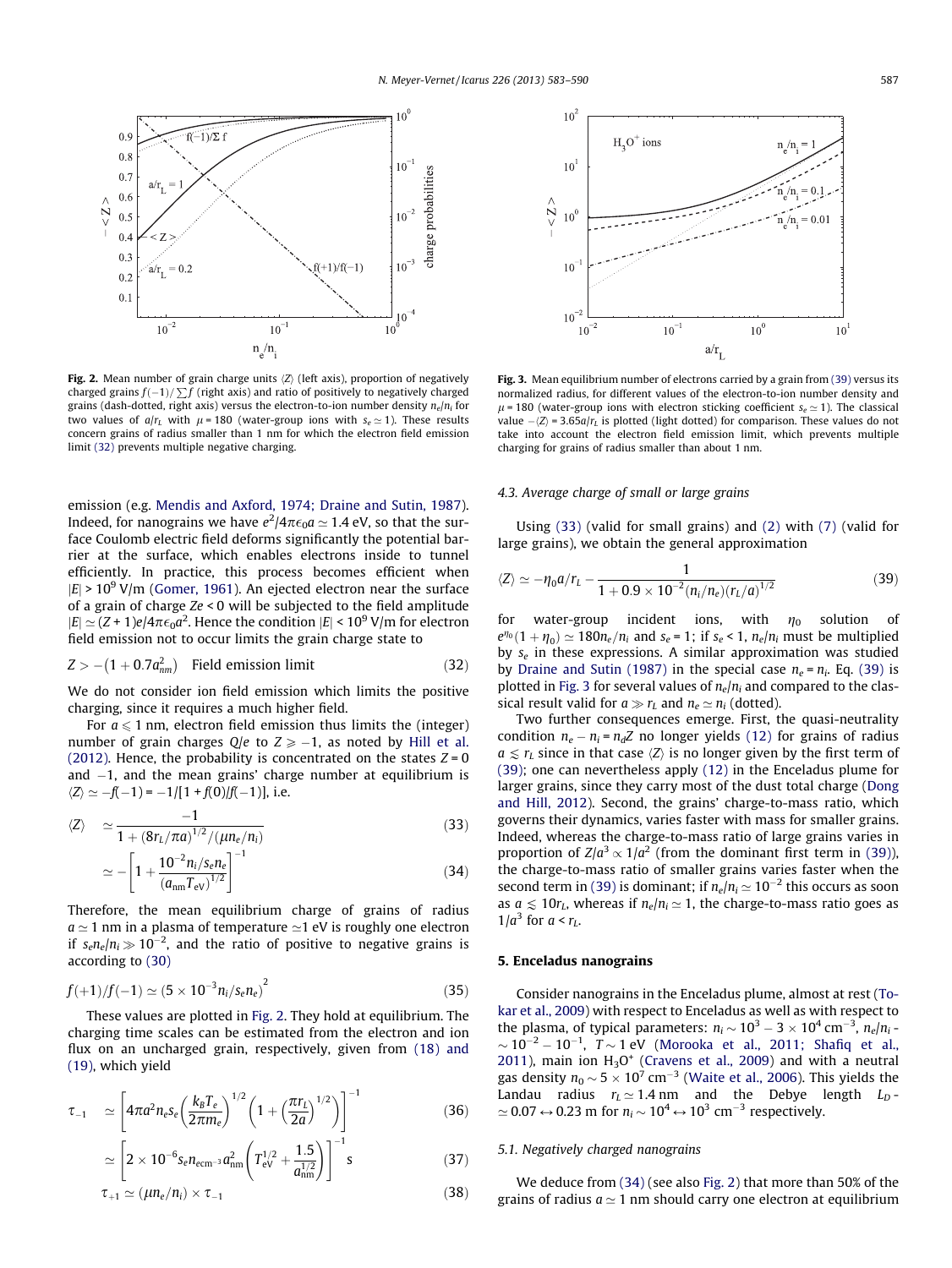**Fig. 2.** Mean number of grain charge units $\langle Z\rangle$ (left axis), proportion of negatively charged grains $f(-1)/\sum f$ (right axis) and ratio of positively to negatively charged grains (dash-dotted, right axis) versus the electron-to-ion number density $n_e/n_i$ for two values of $a/r_L$ with $\mu = 180$ (water-group ions with $s_e \simeq 1$). These results concern grains of radius smaller than 1 nm for which the electron field emission limit (32) prevents multiple negative charging.

**Fig. 3.** Mean equilibrium number of electrons carried by a grain from (39) versus its normalized radius, for different values of the electron-to-ion number density and $\mu = 180$ (water-group ions with electron sticking coefficient $s_e \simeq 1$). The classical value $-\langle Z\rangle = 3.65a/r_L$ is plotted (light dotted) for comparison. These values do not take into account the electron field emission limit, which prevents multiple charging for grains of radius smaller than about 1 nm.

emission (e.g. Mendis and Axford, 1974; Draine and Sutin, 1987). Indeed, for nanograins we have $e^2/4\pi\epsilon_0 a \simeq 1.4$ eV, so that the surface Coulomb electric field deforms significantly the potential barrier at the surface, which enables electrons inside to tunnel efficiently. In practice, this process becomes efficient when $|E| > 10^9$ V/m (Gomer, 1961). An ejected electron near the surface of a grain of charge $Ze < 0$ will be subjected to the field amplitude $|E| \simeq (Z+1)e/4\pi\epsilon_0 a^2$. Hence the condition $|E| < 10^9$ V/m for electron field emission not to occur limits the grain charge state to

$$Z > -(1 + 0.7a_{nm}^2) \quad \text{Field emission limit} \tag{32}$$

We do not consider ion field emission which limits the positive charging, since it requires a much higher field.

For $a \leqslant 1$ nm, electron field emission thus limits the (integer) number of grain charges $Q/e$ to $Z \geqslant -1$, as noted by Hill et al. (2012). Hence, the probability is concentrated on the states $Z = 0$ and $-1$, and the mean grains' charge number at equilibrium is $\langle Z\rangle \simeq -f(-1) = -1/[1 + f(0)/f(-1)]$, i.e.

$$\langle Z\rangle \simeq \frac{-1}{1 + (8r_L/\pi a)^{1/2}/(\mu n_e/n_i)} \tag{33}$$

$$\simeq -\left[1 + \frac{10^{-2} n_i/s_e n_e}{(a_{nm} T_{eV})^{1/2}}\right]^{-1} \tag{34}$$

Therefore, the mean equilibrium charge of grains of radius $a \simeq 1$ nm in a plasma of temperature $\simeq 1$ eV is roughly one electron if $s_e n_e/n_i \gg 10^{-2}$, and the ratio of positive to negative grains is according to (30)

$$f(+1)/f(-1) \simeq (5 \times 10^{-3} n_i/s_e n_e)^2 \tag{35}$$

These values are plotted in Fig. 2. They hold at equilibrium. The charging time scales can be estimated from the electron and ion flux on an uncharged grain, respectively, given from (18) and (19), which yield

$$\tau_{-1} \simeq \left[4\pi a^2 n_e s_e \left(\frac{k_B T_e}{2\pi m_e}\right)^{1/2} \left(1 + \left(\frac{\pi r_L}{2a}\right)^{1/2}\right)\right]^{-1} \tag{36}$$

$$\simeq \left[2 \times 10^{-6} s_e n_{e\mathrm{cm}^{-3}} a_{nm}^2 \left(T_{eV}^{1/2} + \frac{1.5}{a_{nm}^{1/2}}\right)\right]^{-1} \mathrm{s} \tag{37}$$

$$\tau_{+1} \simeq (\mu n_e/n_i) \times \tau_{-1} \tag{38}$$

### 4.3. Average charge of small or large grains

Using (33) (valid for small grains) and (2) with (7) (valid for large grains), we obtain the general approximation

$$\langle Z\rangle \simeq -\eta_0 a/r_L - \frac{1}{1 + 0.9 \times 10^{-2}(n_i/n_e)(r_L/a)^{1/2}} \tag{39}$$

for water-group incident ions, with $\eta_0$ solution of $e^{\eta_0}(1 + \eta_0) \simeq 180 n_e/n_i$ and $s_e = 1$; if $s_e < 1$, $n_e/n_i$ must be multiplied by $s_e$ in these expressions. A similar approximation was studied by Draine and Sutin (1987) in the special case $n_e = n_i$. Eq. (39) is plotted in Fig. 3 for several values of $n_e/n_i$ and compared to the classical result valid for $a \gg r_L$ and $n_e \simeq n_i$ (dotted).

Two further consequences emerge. First, the quasi-neutrality condition $n_e - n_i = n_d Z$ no longer yields (12) for grains of radius $a \lessapprox r_L$ since in that case $\langle Z\rangle$ is no longer given by the first term of (39); one can nevertheless apply (12) in the Enceladus plume for larger grains, since they carry most of the dust total charge (Dong and Hill, 2012). Second, the grains' charge-to-mass ratio, which governs their dynamics, varies faster with mass for smaller grains. Indeed, whereas the charge-to-mass ratio of large grains varies in proportion of $Z/a^3 \propto 1/a^2$ (from the dominant first term in (39)), the charge-to-mass ratio of smaller grains varies faster when the second term in (39) is dominant; if $n_e/n_i \simeq 10^{-2}$ this occurs as soon as $a \lessapprox 10r_L$, whereas if $n_e/n_i \simeq 1$, the charge-to-mass ratio goes as $1/a^3$ for $a < r_L$.

## 5. Enceladus nanograins

Consider nanograins in the Enceladus plume, almost at rest (Tokar et al., 2009) with respect to Enceladus as well as with respect to the plasma, of typical parameters: $n_i \sim 10^3 - 3 \times 10^4$ cm$^{-3}$, $n_e/n_i \sim 10^{-2} - 10^{-1}$, $T \sim 1$ eV (Morooka et al., 2011; Shafiq et al., 2011), main ion $H_3O^+$ (Cravens et al., 2009) and with a neutral gas density $n_0 \sim 5 \times 10^7$ cm$^{-3}$ (Waite et al., 2006). This yields the Landau radius $r_L \simeq 1.4$ nm and the Debye length $L_D \simeq 0.07 \leftrightarrow 0.23$ m for $n_i \sim 10^4 \leftrightarrow 10^3$ cm$^{-3}$ respectively.

### 5.1. Negatively charged nanograins

We deduce from (34) (see also Fig. 2) that more than 50% of the grains of radius $a \simeq 1$ nm should carry one electron at equilibrium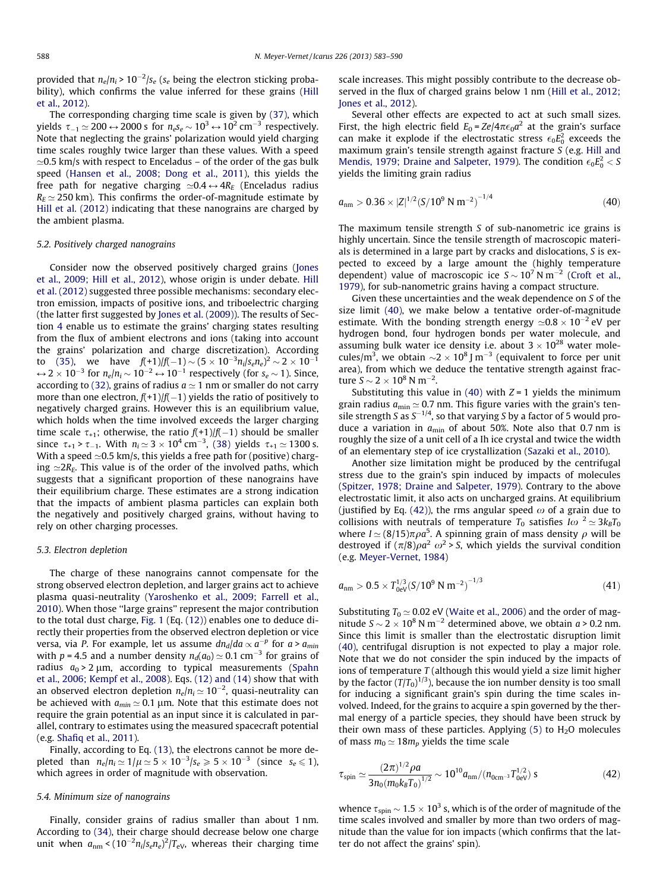provided that $n_e/n_i > 10^{-2}/s_e$ ($s_e$ being the electron sticking probability), which confirms the value inferred for these grains (Hill et al., 2012).

The corresponding charging time scale is given by (37), which yields $\tau_{-1} \simeq 200 \leftrightarrow 2000$ s for $n_e s_e \sim 10^3 \leftrightarrow 10^2$ cm$^{-3}$ respectively. Note that neglecting the grains' polarization would yield charging time scales roughly twice larger than these values. With a speed $\simeq$0.5 km/s with respect to Enceladus – of the order of the gas bulk speed (Hansen et al., 2008; Dong et al., 2011), this yields the free path for negative charging $\simeq 0.4 \leftrightarrow 4R_E$ (Enceladus radius $R_E \simeq 250$ km). This confirms the order-of-magnitude estimate by Hill et al. (2012) indicating that these nanograins are charged by the ambient plasma.

### 5.2. Positively charged nanograins

Consider now the observed positively charged grains (Jones et al., 2009; Hill et al., 2012), whose origin is under debate. Hill et al. (2012) suggested three possible mechanisms: secondary electron emission, impacts of positive ions, and triboelectric charging (the latter first suggested by Jones et al. (2009)). The results of Section 4 enable us to estimate the grains' charging states resulting from the flux of ambient electrons and ions (taking into account the grains' polarization and charge discretization). According to (35), we have $f(+1)/f(-1) \sim (5 \times 10^{-3} n_i/s_e n_e)^2 \sim 2 \times 10^{-1} \leftrightarrow 2 \times 10^{-3}$ for $n_e/n_i \sim 10^{-2} \leftrightarrow 10^{-1}$ respectively (for $s_e \sim 1$). Since, according to (32), grains of radius $a \simeq 1$ nm or smaller do not carry more than one electron, $f(+1)/f(-1)$ yields the ratio of positively to negatively charged grains. However this is an equilibrium value, which holds when the time involved exceeds the larger charging time scale $\tau_{+1}$; otherwise, the ratio $f(+1)/f(-1)$ should be smaller since $\tau_{+1} > \tau_{-1}$. With $n_i \simeq 3 \times 10^4$ cm$^{-3}$, (38) yields $\tau_{+1} \simeq 1300$ s. With a speed $\simeq$0.5 km/s, this yields a free path for (positive) charging $\simeq 2R_E$. This value is of the order of the involved paths, which suggests that a significant proportion of these nanograins have their equilibrium charge. These estimates are a strong indication that the impacts of ambient plasma particles can explain both the negatively and positively charged grains, without having to rely on other charging processes.

### 5.3. Electron depletion

The charge of these nanograins cannot compensate for the strong observed electron depletion, and larger grains act to achieve plasma quasi-neutrality (Yaroshenko et al., 2009; Farrell et al., 2010). When those "large grains" represent the major contribution to the total dust charge, Fig. 1 (Eq. (12)) enables one to deduce directly their properties from the observed electron depletion or vice versa, via $P$. For example, let us assume $dn_d/da \propto a^{-p}$ for $a > a_{min}$ with $p = 4.5$ and a number density $n_d(a_0) \simeq 0.1$ cm$^{-3}$ for grains of radius $a_0 > 2$ μm, according to typical measurements (Spahn et al., 2006; Kempf et al., 2008). Eqs. (12) and (14) show that with an observed electron depletion $n_e/n_i \simeq 10^{-2}$, quasi-neutrality can be achieved with $a_{min} \simeq 0.1$ μm. Note that this estimate does not require the grain potential as an input since it is calculated in parallel, contrary to estimates using the measured spacecraft potential (e.g. Shafiq et al., 2011).

Finally, according to Eq. (13), the electrons cannot be more depleted than $n_e/n_i \simeq 1/\mu \simeq 5 \times 10^{-3}/s_e \geqslant 5 \times 10^{-3}$ (since $s_e \leqslant 1$), which agrees in order of magnitude with observation.

### 5.4. Minimum size of nanograins

Finally, consider grains of radius smaller than about 1 nm. According to (34), their charge should decrease below one charge unit when $a_{nm} < (10^{-2} n_i/s_e n_e)^2/T_{eV}$, whereas their charging time scale increases. This might possibly contribute to the decrease observed in the flux of charged grains below 1 nm (Hill et al., 2012; Jones et al., 2012).

Several other effects are expected to act at such small sizes. First, the high electric field $E_0 = Ze/4\pi\epsilon_0 a^2$ at the grain's surface can make it explode if the electrostatic stress $\epsilon_0 E_0^2$ exceeds the maximum grain's tensile strength against fracture $S$ (e.g. Hill and Mendis, 1979; Draine and Salpeter, 1979). The condition $\epsilon_0 E_0^2 < S$ yields the limiting grain radius

$$a_{nm} > 0.36 \times |Z|^{1/2} (S/10^9 \text{ N m}^{-2})^{-1/4} \tag{40}$$

The maximum tensile strength $S$ of sub-nanometric ice grains is highly uncertain. Since the tensile strength of macroscopic materials is determined in a large part by cracks and dislocations, $S$ is expected to exceed by a large amount the (highly temperature dependent) value of macroscopic ice $S \sim 10^7$ N m$^{-2}$ (Croft et al., 1979), for sub-nanometric grains having a compact structure.

Given these uncertainties and the weak dependence on $S$ of the size limit (40), we make below a tentative order-of-magnitude estimate. With the bonding strength energy $\simeq 0.8 \times 10^{-2}$ eV per hydrogen bond, four hydrogen bonds per water molecule, and assuming bulk water ice density i.e. about $3 \times 10^{28}$ water molecules/m$^3$, we obtain $\sim 2 \times 10^8$ J m$^{-3}$ (equivalent to force per unit area), from which we deduce the tentative strength against fracture $S \sim 2 \times 10^8$ N m$^{-2}$.

Substituting this value in (40) with $Z = 1$ yields the minimum grain radius $a_{min} \simeq 0.7$ nm. This figure varies with the grain's tensile strength $S$ as $S^{-1/4}$, so that varying $S$ by a factor of 5 would produce a variation in $a_{min}$ of about 50%. Note also that 0.7 nm is roughly the size of a unit cell of a Ih ice crystal and twice the width of an elementary step of ice crystallization (Sazaki et al., 2010).

Another size limitation might be produced by the centrifugal stress due to the grain's spin induced by impacts of molecules (Spitzer, 1978; Draine and Salpeter, 1979). Contrary to the above electrostatic limit, it also acts on uncharged grains. At equilibrium (justified by Eq. (42)), the rms angular speed $\omega$ of a grain due to collisions with neutrals of temperature $T_0$ satisfies $I\omega^2 \simeq 3k_B T_0$ where $I \simeq (8/15)\pi\rho a^5$. A spinning grain of mass density $\rho$ will be destroyed if $(\pi/8)\rho a^2 \omega^2 > S$, which yields the survival condition (e.g. Meyer-Vernet, 1984)

$$a_{nm} > 0.5 \times T_{0eV}^{1/3} (S/10^9 \text{ N m}^{-2})^{-1/3} \tag{41}$$

Substituting $T_0 \simeq 0.02$ eV (Waite et al., 2006) and the order of magnitude $S \sim 2 \times 10^8$ N m$^{-2}$ determined above, we obtain $a > 0.2$ nm. Since this limit is smaller than the electrostatic disruption limit (40), centrifugal disruption is not expected to play a major role. Note that we do not consider the spin induced by the impacts of ions of temperature $T$ (although this would yield a size limit higher by the factor $(T/T_0)^{1/3}$), because the ion number density is too small for inducing a significant grain's spin during the time scales involved. Indeed, for the grains to acquire a spin governed by the thermal energy of a particle species, they should have been struck by their own mass of these particles. Applying (5) to $H_2O$ molecules of mass $m_0 \simeq 18m_p$ yields the time scale

$$\tau_{spin} \simeq \frac{(2\pi)^{1/2}\rho a}{3n_0(m_0 k_B T_0)^{1/2}} \sim 10^{10} a_{nm}/(n_{0\text{cm}^{-3}} T_{0eV}^{1/2}) \text{ s} \tag{42}$$

whence $\tau_{spin} \sim 1.5 \times 10^3$ s, which is of the order of magnitude of the time scales involved and smaller by more than two orders of magnitude than the value for ion impacts (which confirms that the latter do not affect the grains' spin).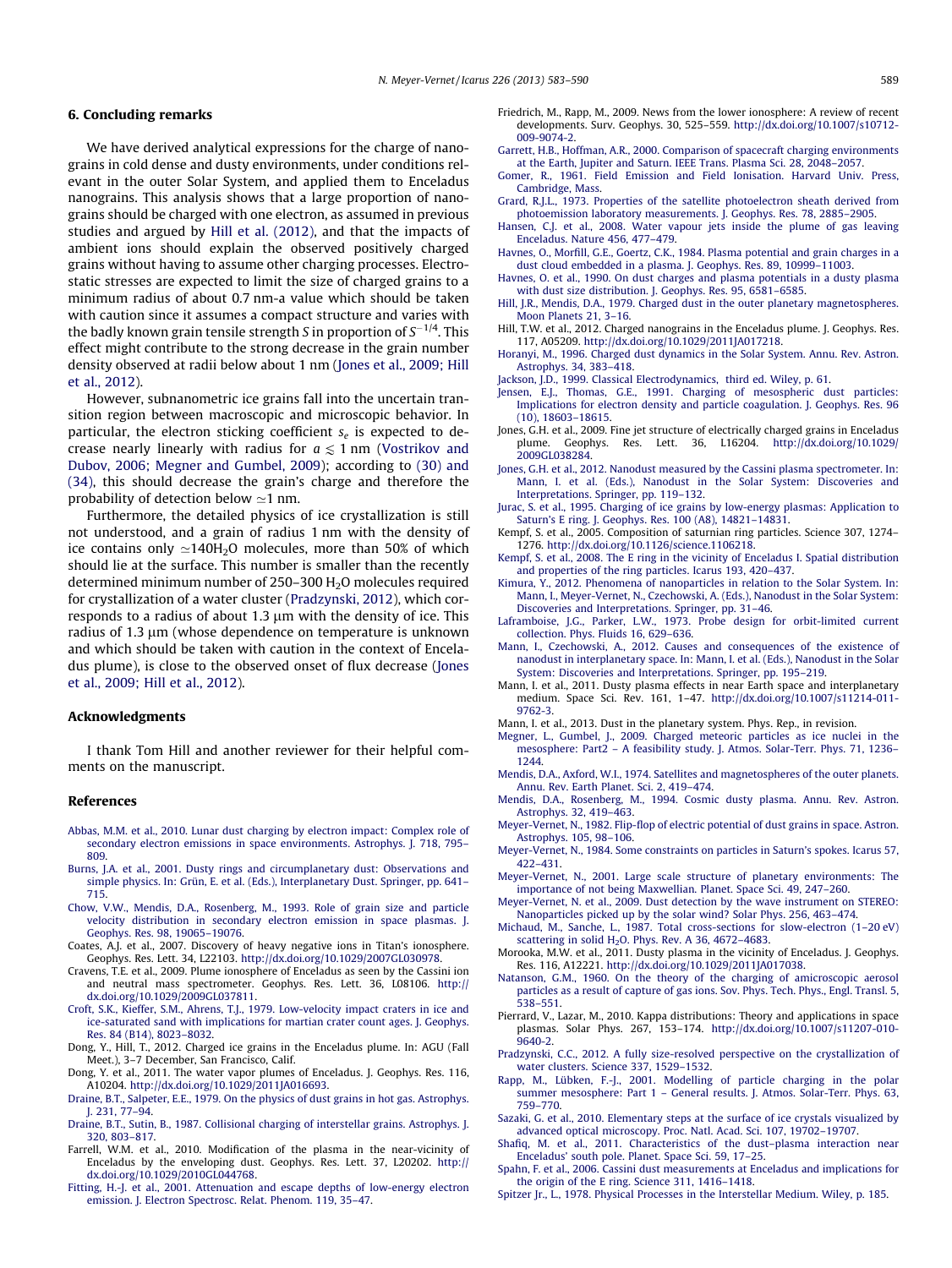## 6. Concluding remarks

We have derived analytical expressions for the charge of nanograins in cold dense and dusty environments, under conditions relevant in the outer Solar System, and applied them to Enceladus nanograins. This analysis shows that a large proportion of nanograins should be charged with one electron, as assumed in previous studies and argued by Hill et al. (2012), and that the impacts of ambient ions should explain the observed positively charged grains without having to assume other charging processes. Electrostatic stresses are expected to limit the size of charged grains to a minimum radius of about 0.7 nm-a value which should be taken with caution since it assumes a compact structure and varies with the badly known grain tensile strength $S$ in proportion of $S^{-1/4}$. This effect might contribute to the strong decrease in the grain number density observed at radii below about 1 nm (Jones et al., 2009; Hill et al., 2012).

However, subnanometric ice grains fall into the uncertain transition region between macroscopic and microscopic behavior. In particular, the electron sticking coefficient $s_e$ is expected to decrease nearly linearly with radius for $a \lesssim 1$ nm (Vostrikov and Dubov, 2006; Megner and Gumbel, 2009); according to (30) and (34), this should decrease the grain's charge and therefore the probability of detection below $\simeq$1 nm.

Furthermore, the detailed physics of ice crystallization is still not understood, and a grain of radius 1 nm with the density of ice contains only $\simeq$140$H_2O$ molecules, more than 50% of which should lie at the surface. This number is smaller than the recently determined minimum number of 250–300 $H_2O$ molecules required for crystallization of a water cluster (Pradzynski, 2012), which corresponds to a radius of about 1.3 μm with the density of ice. This radius of 1.3 μm (whose dependence on temperature is unknown and which should be taken with caution in the context of Enceladus plume), is close to the observed onset of flux decrease (Jones et al., 2009; Hill et al., 2012).

## Acknowledgments

I thank Tom Hill and another reviewer for their helpful comments on the manuscript.

## References

Abbas, M.M. et al., 2010. Lunar dust charging by electron impact: Complex role of secondary electron emissions in space environments. Astrophys. J. 718, 795–809.

Burns, J.A. et al., 2001. Dusty rings and circumplanetary dust: Observations and simple physics. In: Grün, E. et al. (Eds.), Interplanetary Dust. Springer, pp. 641–715.

Chow, V.W., Mendis, D.A., Rosenberg, M., 1993. Role of grain size and particle velocity distribution in secondary electron emission in space plasmas. J. Geophys. Res. 98, 19065–19076.

Coates, A.J. et al., 2007. Discovery of heavy negative ions in Titan's ionosphere. Geophys. Res. Lett. 34, L22103. http://dx.doi.org/10.1029/2007GL030978.

Cravens, T.E. et al., 2009. Plume ionosphere of Enceladus as seen by the Cassini ion and neutral mass spectrometer. Geophys. Res. Lett. 36, L08106. http://dx.doi.org/10.1029/2009GL037811.

Croft, S.K., Kieffer, S.M., Ahrens, T.J., 1979. Low-velocity impact craters in ice and ice-saturated sand with implications for martian crater count ages. J. Geophys. Res. 84 (B14), 8023–8032.

Dong, Y., Hill, T., 2012. Charged ice grains in the Enceladus plume. In: AGU (Fall Meet.), 3–7 December, San Francisco, Calif.

Dong, Y. et al., 2011. The water vapor plumes of Enceladus. J. Geophys. Res. 116, A10204. http://dx.doi.org/10.1029/2011JA016693.

Draine, B.T., Salpeter, E.E., 1979. On the physics of dust grains in hot gas. Astrophys. J. 231, 77–94.

Draine, B.T., Sutin, B., 1987. Collisional charging of interstellar grains. Astrophys. J. 320, 803–817.

Farrell, W.M. et al., 2010. Modification of the plasma in the near-vicinity of Enceladus by the enveloping dust. Geophys. Res. Lett. 37, L20202. http://dx.doi.org/10.1029/2010GL044768.

Fitting, H.-J. et al., 2001. Attenuation and escape depths of low-energy electron emission. J. Electron Spectrosc. Relat. Phenom. 119, 35–47.

Friedrich, M., Rapp, M., 2009. News from the lower ionosphere: A review of recent developments. Surv. Geophys. 30, 525–559. http://dx.doi.org/10.1007/s10712-009-9074-2.

Garrett, H.B., Hoffman, A.R., 2000. Comparison of spacecraft charging environments at the Earth, Jupiter and Saturn. IEEE Trans. Plasma Sci. 28, 2048–2057.

Gomer, R., 1961. Field Emission and Field Ionisation. Harvard Univ. Press, Cambridge, Mass.

Grard, R.J.L., 1973. Properties of the satellite photoelectron sheath derived from photoemission laboratory measurements. J. Geophys. Res. 78, 2885–2905.

Hansen, C.J. et al., 2008. Water vapour jets inside the plume of gas leaving Enceladus. Nature 456, 477–479.

Havnes, O., Morfill, G.E., Goertz, C.K., 1984. Plasma potential and grain charges in a dust cloud embedded in a plasma. J. Geophys. Res. 89, 10999–11003.

Havnes, O. et al., 1990. On dust charges and plasma potentials in a dusty plasma with dust size distribution. J. Geophys. Res. 95, 6581–6585.

Hill, J.R., Mendis, D.A., 1979. Charged dust in the outer planetary magnetospheres. Moon Planets 21, 3–16.

Hill, T.W. et al., 2012. Charged nanograins in the Enceladus plume. J. Geophys. Res. 117, A05209. http://dx.doi.org/10.1029/2011JA017218.

Horanyi, M., 1996. Charged dust dynamics in the Solar System. Annu. Rev. Astron. Astrophys. 34, 383–418.

Jackson, J.D., 1999. Classical Electrodynamics, third ed. Wiley, p. 61.

Jensen, E.J., Thomas, G.E., 1991. Charging of mesospheric dust particles: Implications for electron density and particle coagulation. J. Geophys. Res. 96 (10), 18603–18615.

Jones, G.H. et al., 2009. Fine jet structure of electrically charged grains in Enceladus plume. Geophys. Res. Lett. 36, L16204. http://dx.doi.org/10.1029/2009GL038284.

Jones, G.H. et al., 2012. Nanodust measured by the Cassini plasma spectrometer. In: Mann, I. et al. (Eds.), Nanodust in the Solar System: Discoveries and Interpretations. Springer, pp. 119–132.

Jurac, S. et al., 1995. Charging of ice grains by low-energy plasmas: Application to Saturn's E ring. J. Geophys. Res. 100 (A8), 14821–14831.

Kempf, S. et al., 2005. Composition of saturnian ring particles. Science 307, 1274–1276. http://dx.doi.org/10.1126/science.1106218.

Kempf, S. et al., 2008. The E ring in the vicinity of Enceladus I. Spatial distribution and properties of the ring particles. Icarus 193, 420–437.

Kimura, Y., 2012. Phenomena of nanoparticles in relation to the Solar System. In: Mann, I., Meyer-Vernet, N., Czechowski, A. (Eds.), Nanodust in the Solar System: Discoveries and Interpretations. Springer, pp. 31–46.

Laframboise, J.G., Parker, L.W., 1973. Probe design for orbit-limited current collection. Phys. Fluids 16, 629–636.

Mann, I., Czechowski, A., 2012. Causes and consequences of the existence of nanodust in interplanetary space. In: Mann, I. et al. (Eds.), Nanodust in the Solar System: Discoveries and Interpretations. Springer, pp. 195–219.

Mann, I. et al., 2011. Dusty plasma effects in near Earth space and interplanetary medium. Space Sci. Rev. 161, 1–47. http://dx.doi.org/10.1007/s11214-011-9762-3.

Mann, I. et al., 2013. Dust in the planetary system. Phys. Rep., in revision.

Megner, L., Gumbel, J., 2009. Charged meteoric particles as ice nuclei in the mesosphere: Part2 – A feasibility study. J. Atmos. Solar-Terr. Phys. 71, 1236–1244.

Mendis, D.A., Axford, W.I., 1974. Satellites and magnetospheres of the outer planets. Annu. Rev. Earth Planet. Sci. 2, 419–474.

Mendis, D.A., Rosenberg, M., 1994. Cosmic dusty plasma. Annu. Rev. Astron. Astrophys. 32, 419–463.

Meyer-Vernet, N., 1982. Flip-flop of electric potential of dust grains in space. Astron. Astrophys. 105, 98–106.

Meyer-Vernet, N., 1984. Some constraints on particles in Saturn's spokes. Icarus 57, 422–431.

Meyer-Vernet, N., 2001. Large scale structure of planetary environments: The importance of not being Maxwellian. Planet. Space Sci. 49, 247–260.

Meyer-Vernet, N. et al., 2009. Dust detection by the wave instrument on STEREO: Nanoparticles picked up by the solar wind? Solar Phys. 256, 463–474.

Michaud, M., Sanche, L., 1987. Total cross-sections for slow-electron (1–20 eV) scattering in solid $H_2O$. Phys. Rev. A 36, 4672–4683.

Morooka, M.W. et al., 2011. Dusty plasma in the vicinity of Enceladus. J. Geophys. Res. 116, A12221. http://dx.doi.org/10.1029/2011JA017038.

Natanson, G.M., 1960. On the theory of the charging of amicroscopic aerosol particles as a result of capture of gas ions. Sov. Phys. Tech. Phys., Engl. Transl. 5, 538–551.

Pierrard, V., Lazar, M., 2010. Kappa distributions: Theory and applications in space plasmas. Solar Phys. 267, 153–174. http://dx.doi.org/10.1007/s11207-010-9640-2.

Pradzynski, C.C., 2012. A fully size-resolved perspective on the crystallization of water clusters. Science 337, 1529–1532.

Rapp, M., Lübken, F.-J., 2001. Modelling of particle charging in the polar summer mesosphere: Part 1 – General results. J. Atmos. Solar-Terr. Phys. 63, 759–770.

Sazaki, G. et al., 2010. Elementary steps at the surface of ice crystals visualized by advanced optical microscopy. Proc. Natl. Acad. Sci. 107, 19702–19707.

Shafiq, M. et al., 2011. Characteristics of the dust–plasma interaction near Enceladus' south pole. Planet. Space Sci. 59, 17–25.

Spahn, F. et al., 2006. Cassini dust measurements at Enceladus and implications for the origin of the E ring. Science 311, 1416–1418.

Spitzer Jr., L., 1978. Physical Processes in the Interstellar Medium. Wiley, p. 185.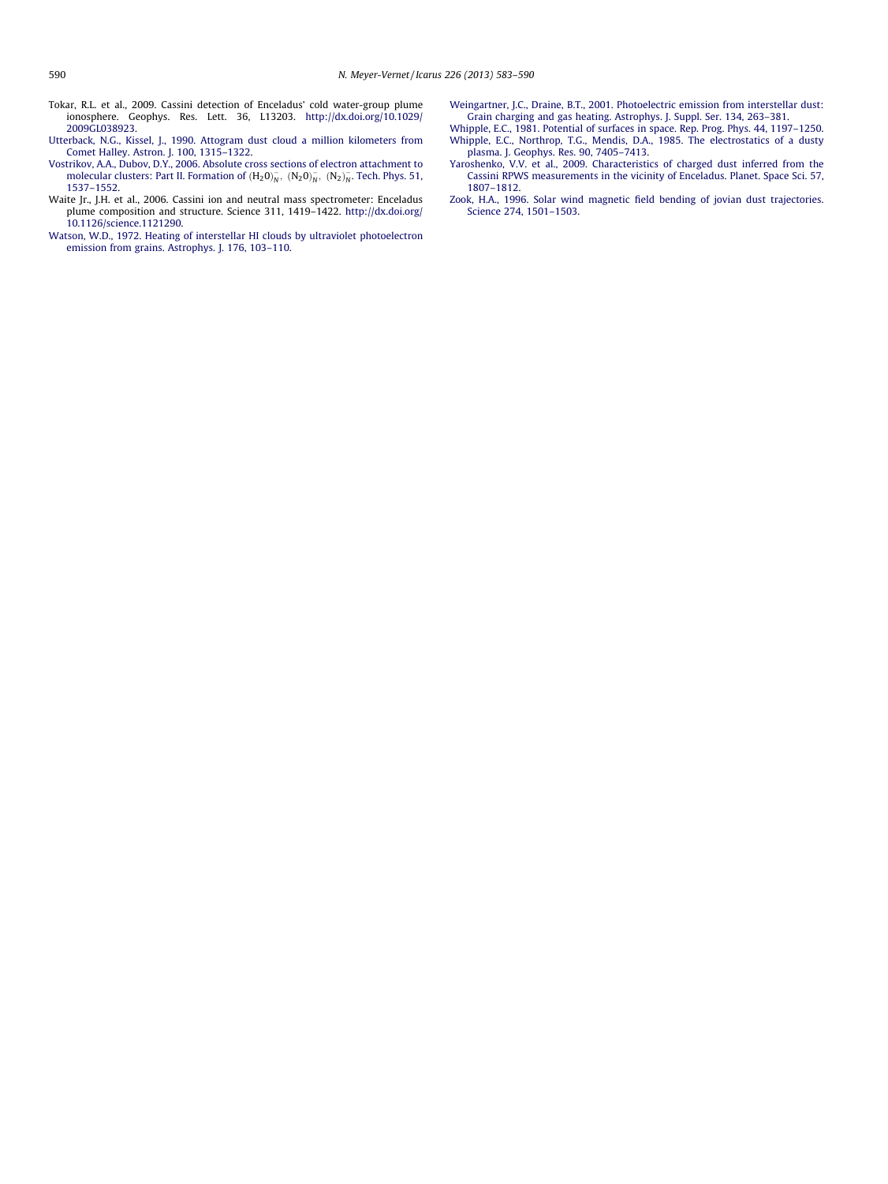Tokar, R.L. et al., 2009. Cassini detection of Enceladus' cold water-group plume ionosphere. Geophys. Res. Lett. 36, L13203. http://dx.doi.org/10.1029/2009GL038923.

Utterback, N.G., Kissel, J., 1990. Attogram dust cloud a million kilometers from Comet Halley. Astron. J. 100, 1315–1322.

Vostrikov, A.A., Dubov, D.Y., 2006. Absolute cross sections of electron attachment to molecular clusters: Part II. Formation of $(H_2O)_N^-$, $(N_2O)_N^-$, $(N_2)_N^-$. Tech. Phys. 51, 1537–1552.

Waite Jr., J.H. et al., 2006. Cassini ion and neutral mass spectrometer: Enceladus plume composition and structure. Science 311, 1419–1422. http://dx.doi.org/10.1126/science.1121290.

Watson, W.D., 1972. Heating of interstellar HI clouds by ultraviolet photoelectron emission from grains. Astrophys. J. 176, 103–110.

Weingartner, J.C., Draine, B.T., 2001. Photoelectric emission from interstellar dust: Grain charging and gas heating. Astrophys. J. Suppl. Ser. 134, 263–381.

Whipple, E.C., 1981. Potential of surfaces in space. Rep. Prog. Phys. 44, 1197–1250.

Whipple, E.C., Northrop, T.G., Mendis, D.A., 1985. The electrostatics of a dusty plasma. J. Geophys. Res. 90, 7405–7413.

Yaroshenko, V.V. et al., 2009. Characteristics of charged dust inferred from the Cassini RPWS measurements in the vicinity of Enceladus. Planet. Space Sci. 57, 1807–1812.

Zook, H.A., 1996. Solar wind magnetic field bending of jovian dust trajectories. Science 274, 1501–1503.